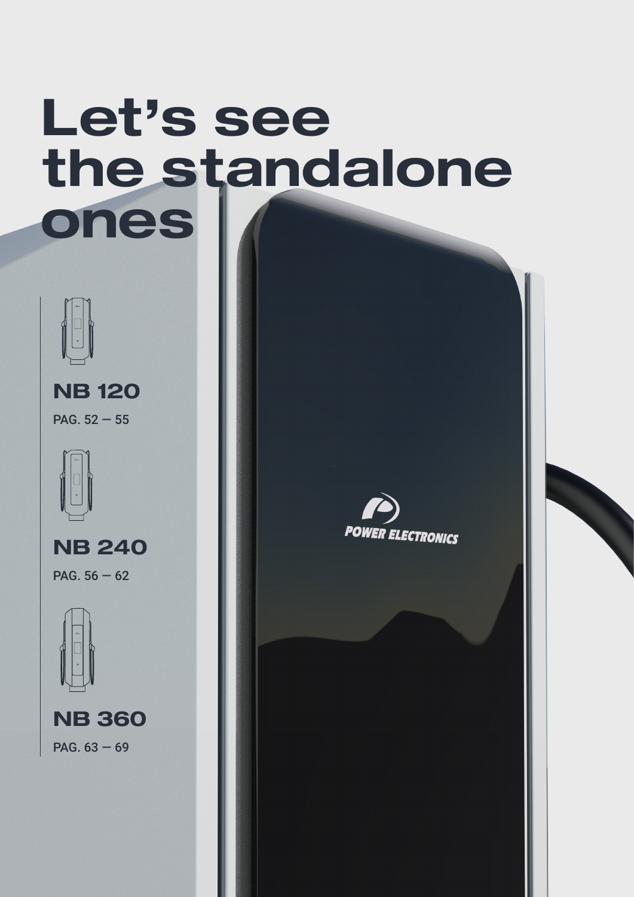# Let's see the standalone ones

## NB 120

PAG. 52 — 55

## NB 240

PAG. 56 — 62

## NB 360

PAG. 63 — 69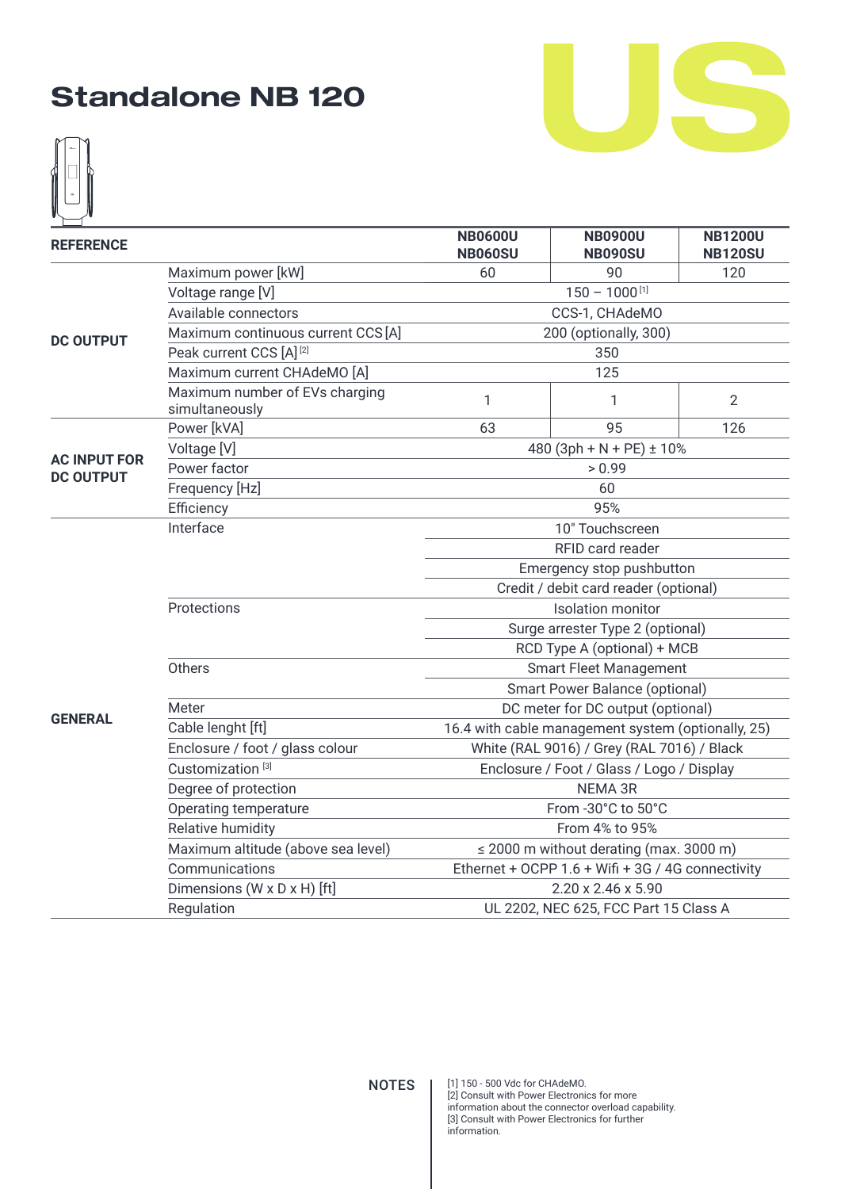# Standalone NB 120

US

| REFERENCE | | NB0600U NB060SU | NB0900U NB090SU | NB1200U NB120SU |
|---|---|---|---|---|
| DC OUTPUT | Maximum power [kW] | 60 | 90 | 120 |
| | Voltage range [V] | 150 – 1000 [1] | | |
| | Available connectors | CCS-1, CHAdeMO | | |
| | Maximum continuous current CCS [A] | 200 (optionally, 300) | | |
| | Peak current CCS [A] [2] | 350 | | |
| | Maximum current CHAdeMO [A] | 125 | | |
| | Maximum number of EVs charging simultaneously | 1 | 1 | 2 |
| AC INPUT FOR DC OUTPUT | Power [kVA] | 63 | 95 | 126 |
| | Voltage [V] | 480 (3ph + N + PE) ± 10% | | |
| | Power factor | > 0.99 | | |
| | Frequency [Hz] | 60 | | |
| | Efficiency | 95% | | |
| GENERAL | Interface | 10" Touchscreen | | |
| | | RFID card reader | | |
| | | Emergency stop pushbutton | | |
| | | Credit / debit card reader (optional) | | |
| | Protections | Isolation monitor | | |
| | | Surge arrester Type 2 (optional) | | |
| | | RCD Type A (optional) + MCB | | |
| | Others | Smart Fleet Management | | |
| | | Smart Power Balance (optional) | | |
| | Meter | DC meter for DC output (optional) | | |
| | Cable lenght [ft] | 16.4 with cable management system (optionally, 25) | | |
| | Enclosure / foot / glass colour | White (RAL 9016) / Grey (RAL 7016) / Black | | |
| | Customization [3] | Enclosure / Foot / Glass / Logo / Display | | |
| | Degree of protection | NEMA 3R | | |
| | Operating temperature | From -30°C to 50°C | | |
| | Relative humidity | From 4% to 95% | | |
| | Maximum altitude (above sea level) | ≤ 2000 m without derating (max. 3000 m) | | |
| | Communications | Ethernet + OCPP 1.6 + Wifi + 3G / 4G connectivity | | |
| | Dimensions (W x D x H) [ft] | 2.20 x 2.46 x 5.90 | | |
| | Regulation | UL 2202, NEC 625, FCC Part 15 Class A | | |

**NOTES**

[1] 150 - 500 Vdc for CHAdeMO.
[2] Consult with Power Electronics for more information about the connector overload capability.
[3] Consult with Power Electronics for further information.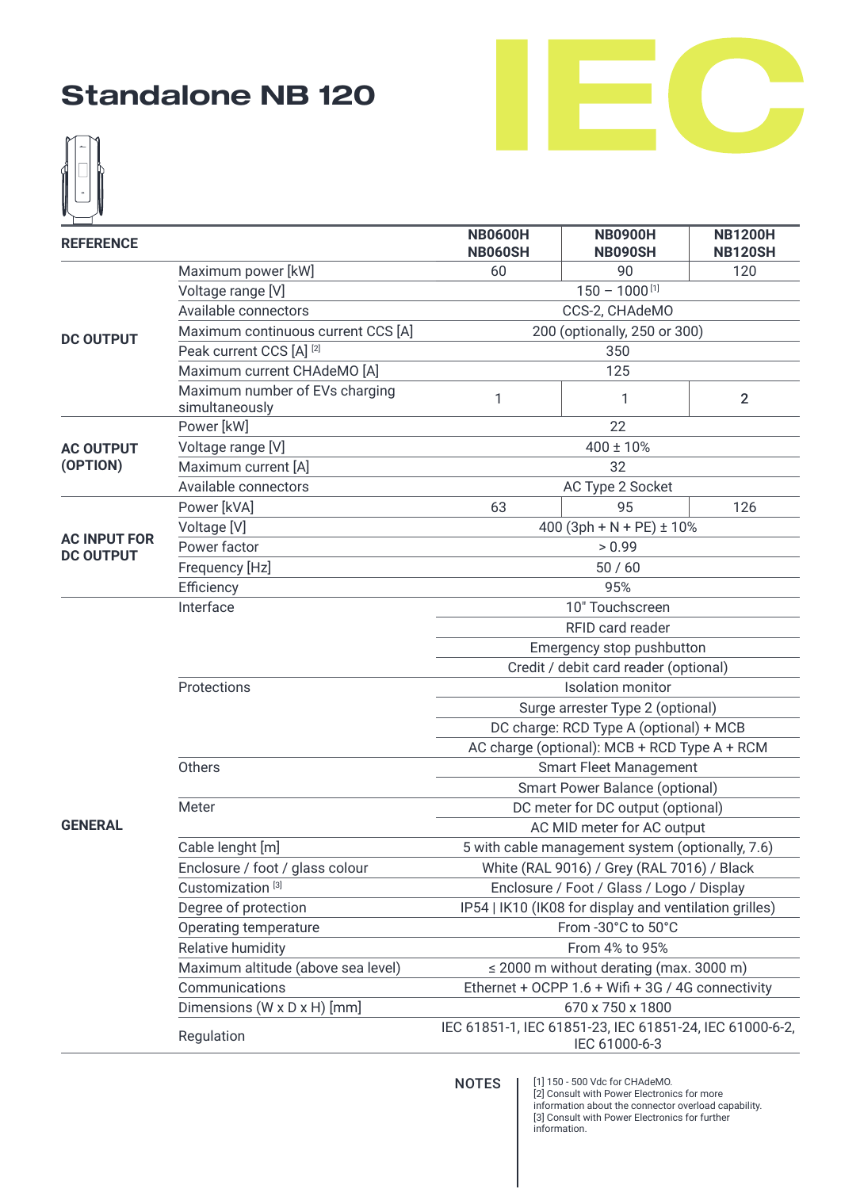# Standalone NB 120

IEC

| REFERENCE | | NB0600H NB060SH | NB0900H NB090SH | NB1200H NB120SH |
|---|---|---|---|---|
| DC OUTPUT | Maximum power [kW] | 60 | 90 | 120 |
| | Voltage range [V] | 150 – 1000 [1] | | |
| | Available connectors | CCS-2, CHAdeMO | | |
| | Maximum continuous current CCS [A] | 200 (optionally, 250 or 300) | | |
| | Peak current CCS [A] [2] | 350 | | |
| | Maximum current CHAdeMO [A] | 125 | | |
| | Maximum number of EVs charging simultaneously | 1 | 1 | 2 |
| AC OUTPUT (OPTION) | Power [kW] | 22 | | |
| | Voltage range [V] | 400 ± 10% | | |
| | Maximum current [A] | 32 | | |
| | Available connectors | AC Type 2 Socket | | |
| AC INPUT FOR DC OUTPUT | Power [kVA] | 63 | 95 | 126 |
| | Voltage [V] | 400 (3ph + N + PE) ± 10% | | |
| | Power factor | > 0.99 | | |
| | Frequency [Hz] | 50 / 60 | | |
| | Efficiency | 95% | | |
| GENERAL | Interface | 10" Touchscreen | | |
| | | RFID card reader | | |
| | | Emergency stop pushbutton | | |
| | | Credit / debit card reader (optional) | | |
| | Protections | Isolation monitor | | |
| | | Surge arrester Type 2 (optional) | | |
| | | DC charge: RCD Type A (optional) + MCB | | |
| | | AC charge (optional): MCB + RCD Type A + RCM | | |
| | Others | Smart Fleet Management | | |
| | | Smart Power Balance (optional) | | |
| | Meter | DC meter for DC output (optional) | | |
| | | AC MID meter for AC output | | |
| | Cable lenght [m] | 5 with cable management system (optionally, 7.6) | | |
| | Enclosure / foot / glass colour | White (RAL 9016) / Grey (RAL 7016) / Black | | |
| | Customization [3] | Enclosure / Foot / Glass / Logo / Display | | |
| | Degree of protection | IP54 \| IK10 (IK08 for display and ventilation grilles) | | |
| | Operating temperature | From -30°C to 50°C | | |
| | Relative humidity | From 4% to 95% | | |
| | Maximum altitude (above sea level) | ≤ 2000 m without derating (max. 3000 m) | | |
| | Communications | Ethernet + OCPP 1.6 + Wifi + 3G / 4G connectivity | | |
| | Dimensions (W x D x H) [mm] | 670 x 750 x 1800 | | |
| | Regulation | IEC 61851-1, IEC 61851-23, IEC 61851-24, IEC 61000-6-2, IEC 61000-6-3 | | |

**NOTES**

[1] 150 - 500 Vdc for CHAdeMO.
[2] Consult with Power Electronics for more information about the connector overload capability.
[3] Consult with Power Electronics for further information.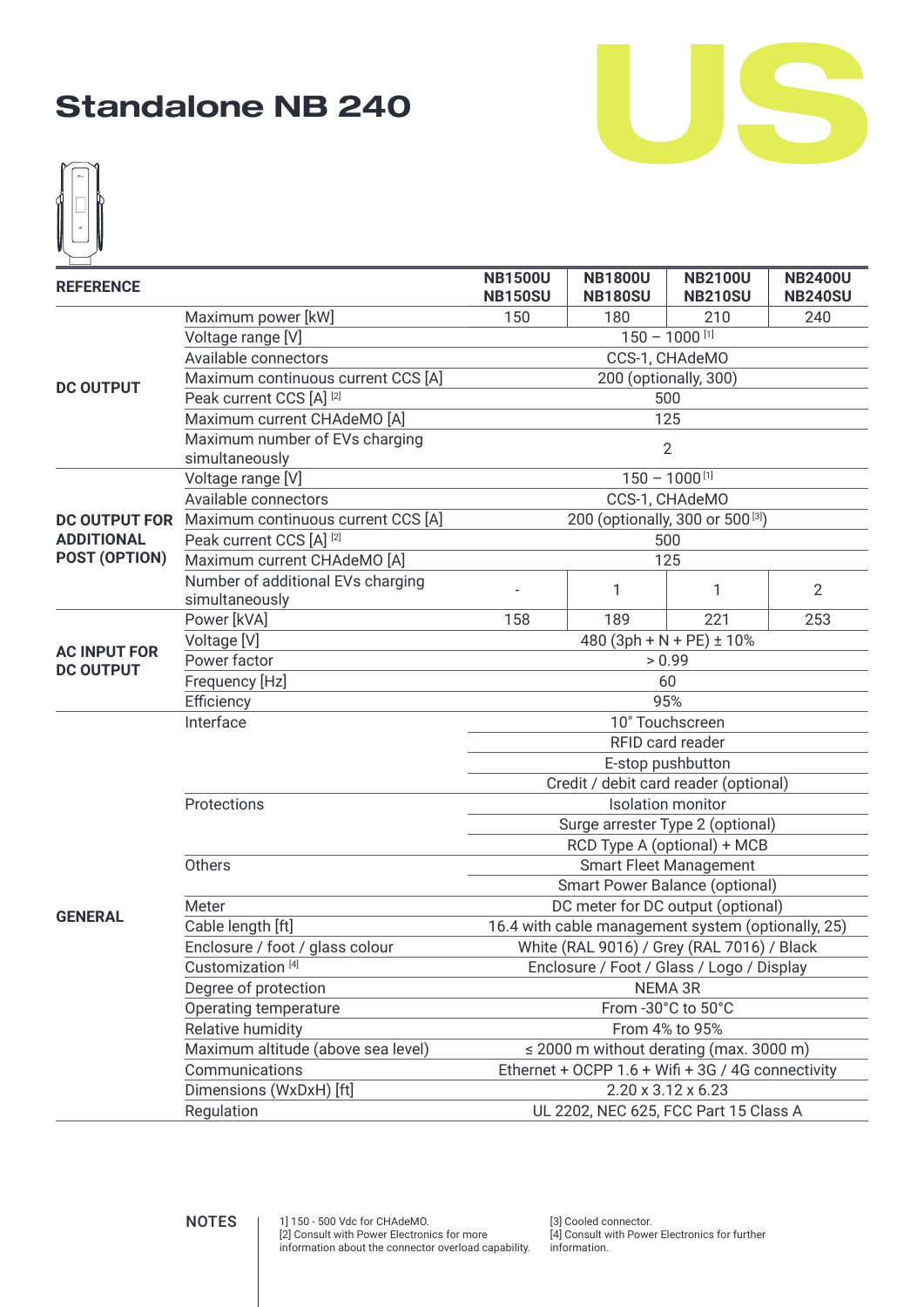# Standalone NB 240

US

| REFERENCE | | NB1500U NB150SU | NB1800U NB180SU | NB2100U NB210SU | NB2400U NB240SU |
|---|---|---|---|---|---|
| DC OUTPUT | Maximum power [kW] | 150 | 180 | 210 | 240 |
| | Voltage range [V] | 150 – 1000 [1] | | | |
| | Available connectors | CCS-1, CHAdeMO | | | |
| | Maximum continuous current CCS [A] | 200 (optionally, 300) | | | |
| | Peak current CCS [A] [2] | 500 | | | |
| | Maximum current CHAdeMO [A] | 125 | | | |
| | Maximum number of EVs charging simultaneously | 2 | | | |
| DC OUTPUT FOR ADDITIONAL POST (OPTION) | Voltage range [V] | 150 – 1000 [1] | | | |
| | Available connectors | CCS-1, CHAdeMO | | | |
| | Maximum continuous current CCS [A] | 200 (optionally, 300 or 500 [3]) | | | |
| | Peak current CCS [A] [2] | 500 | | | |
| | Maximum current CHAdeMO [A] | 125 | | | |
| | Number of additional EVs charging simultaneously | - | 1 | 1 | 2 |
| AC INPUT FOR DC OUTPUT | Power [kVA] | 158 | 189 | 221 | 253 |
| | Voltage [V] | 480 (3ph + N + PE) ± 10% | | | |
| | Power factor | > 0.99 | | | |
| | Frequency [Hz] | 60 | | | |
| | Efficiency | 95% | | | |
| GENERAL | Interface | 10" Touchscreen | | | |
| | | RFID card reader | | | |
| | | E-stop pushbutton | | | |
| | | Credit / debit card reader (optional) | | | |
| | Protections | Isolation monitor | | | |
| | | Surge arrester Type 2 (optional) | | | |
| | | RCD Type A (optional) + MCB | | | |
| | Others | Smart Fleet Management | | | |
| | | Smart Power Balance (optional) | | | |
| | Meter | DC meter for DC output (optional) | | | |
| | Cable length [ft] | 16.4 with cable management system (optionally, 25) | | | |
| | Enclosure / foot / glass colour | White (RAL 9016) / Grey (RAL 7016) / Black | | | |
| | Customization [4] | Enclosure / Foot / Glass / Logo / Display | | | |
| | Degree of protection | NEMA 3R | | | |
| | Operating temperature | From -30°C to 50°C | | | |
| | Relative humidity | From 4% to 95% | | | |
| | Maximum altitude (above sea level) | ≤ 2000 m without derating (max. 3000 m) | | | |
| | Communications | Ethernet + OCPP 1.6 + Wifi + 3G / 4G connectivity | | | |
| | Dimensions (WxDxH) [ft] | 2.20 x 3.12 x 6.23 | | | |
| | Regulation | UL 2202, NEC 625, FCC Part 15 Class A | | | |

**NOTES**

1] 150 - 500 Vdc for CHAdeMO.
[2] Consult with Power Electronics for more information about the connector overload capability.
[3] Cooled connector.
[4] Consult with Power Electronics for further information.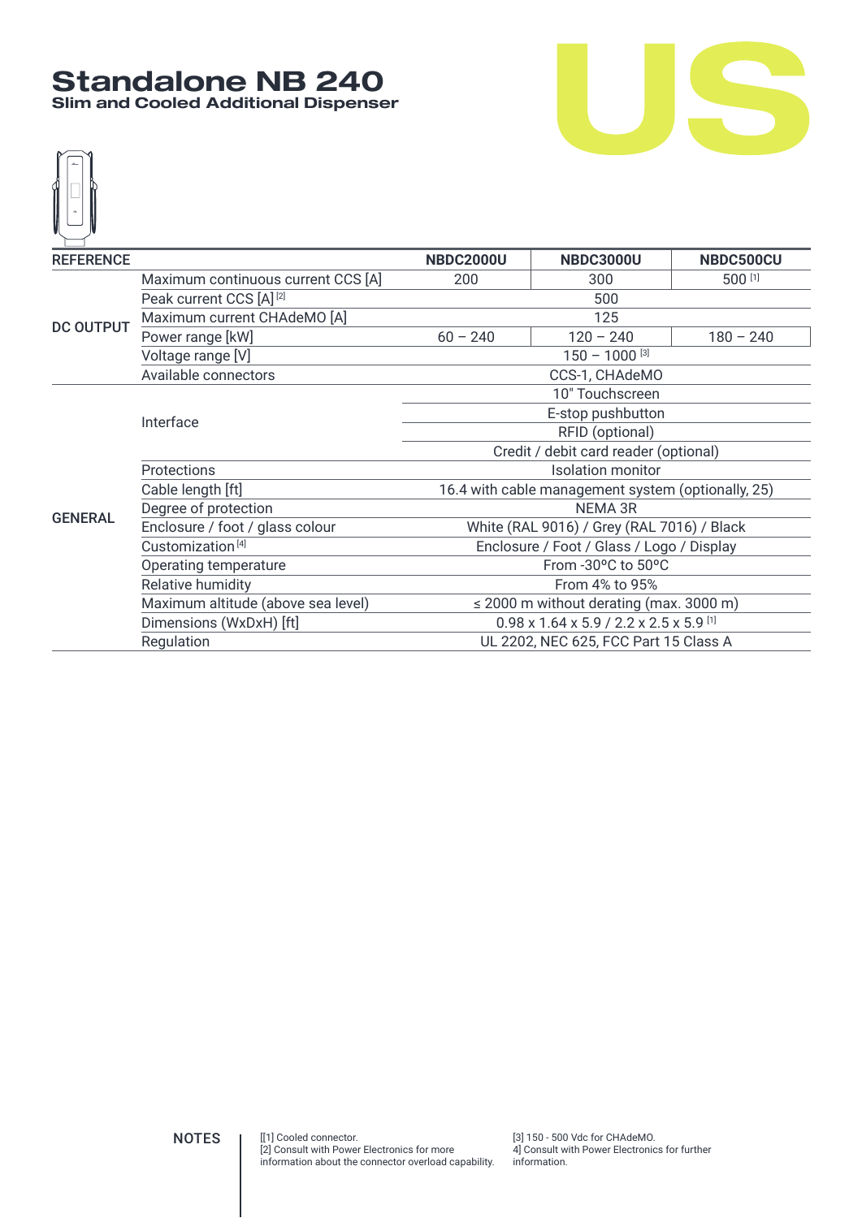# Standalone NB 240

## Slim and Cooled Additional Dispenser

US

| REFERENCE | | NBDC2000U | NBDC3000U | NBDC500CU |
|---|---|---|---|---|
| DC OUTPUT | Maximum continuous current CCS [A] | 200 | 300 | 500 [1] |
| | Peak current CCS [A] [2] | 500 | | |
| | Maximum current CHAdeMO [A] | 125 | | |
| | Power range [kW] | 60 – 240 | 120 – 240 | 180 – 240 |
| | Voltage range [V] | 150 – 1000 [3] | | |
| | Available connectors | CCS-1, CHAdeMO | | |
| GENERAL | Interface | 10" Touchscreen | | |
| | | E-stop pushbutton | | |
| | | RFID (optional) | | |
| | | Credit / debit card reader (optional) | | |
| | Protections | Isolation monitor | | |
| | Cable length [ft] | 16.4 with cable management system (optionally, 25) | | |
| | Degree of protection | NEMA 3R | | |
| | Enclosure / foot / glass colour | White (RAL 9016) / Grey (RAL 7016) / Black | | |
| | Customization [4] | Enclosure / Foot / Glass / Logo / Display | | |
| | Operating temperature | From -30ºC to 50ºC | | |
| | Relative humidity | From 4% to 95% | | |
| | Maximum altitude (above sea level) | ≤ 2000 m without derating (max. 3000 m) | | |
| | Dimensions (WxDxH) [ft] | 0.98 x 1.64 x 5.9 / 2.2 x 2.5 x 5.9 [1] | | |
| | Regulation | UL 2202, NEC 625, FCC Part 15 Class A | | |

**NOTES**

[[1] Cooled connector.
[2] Consult with Power Electronics for more information about the connector overload capability.

[3] 150 - 500 Vdc for CHAdeMO.
4] Consult with Power Electronics for further information.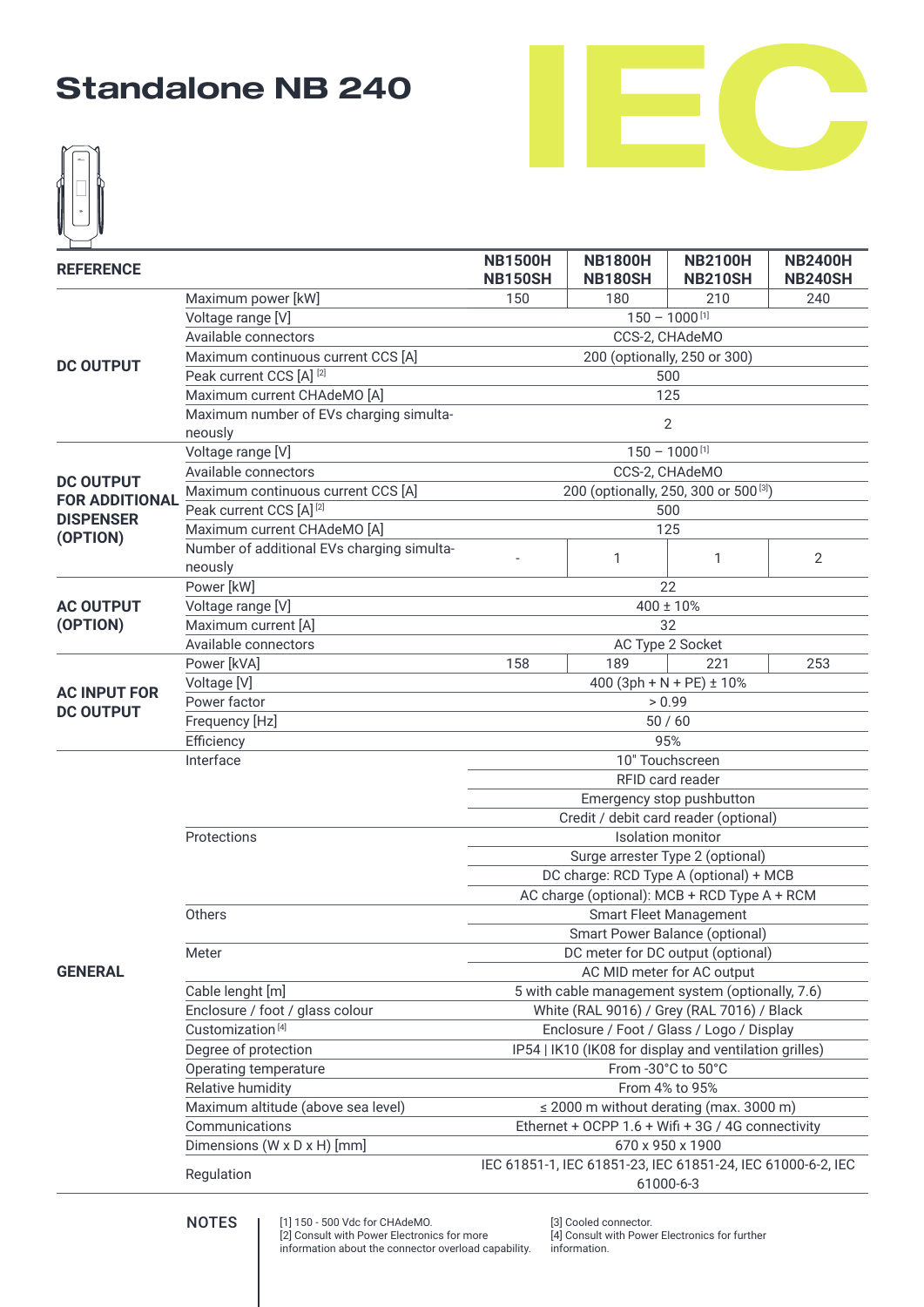# Standalone NB 240

IEC

| REFERENCE | | NB1500H NB150SH | NB1800H NB180SH | NB2100H NB210SH | NB2400H NB240SH |
|---|---|---|---|---|---|
| DC OUTPUT | Maximum power [kW] | 150 | 180 | 210 | 240 |
| | Voltage range [V] | 150 – 1000 [1] | | | |
| | Available connectors | CCS-2, CHAdeMO | | | |
| | Maximum continuous current CCS [A] | 200 (optionally, 250 or 300) | | | |
| | Peak current CCS [A] [2] | 500 | | | |
| | Maximum current CHAdeMO [A] | 125 | | | |
| | Maximum number of EVs charging simultaneously | 2 | | | |
| DC OUTPUT FOR ADDITIONAL DISPENSER (OPTION) | Voltage range [V] | 150 – 1000 [1] | | | |
| | Available connectors | CCS-2, CHAdeMO | | | |
| | Maximum continuous current CCS [A] | 200 (optionally, 250, 300 or 500 [3]) | | | |
| | Peak current CCS [A] [2] | 500 | | | |
| | Maximum current CHAdeMO [A] | 125 | | | |
| | Number of additional EVs charging simultaneously | - | 1 | 1 | 2 |
| AC OUTPUT (OPTION) | Power [kW] | 22 | | | |
| | Voltage range [V] | 400 ± 10% | | | |
| | Maximum current [A] | 32 | | | |
| | Available connectors | AC Type 2 Socket | | | |
| AC INPUT FOR DC OUTPUT | Power [kVA] | 158 | 189 | 221 | 253 |
| | Voltage [V] | 400 (3ph + N + PE) ± 10% | | | |
| | Power factor | > 0.99 | | | |
| | Frequency [Hz] | 50 / 60 | | | |
| | Efficiency | 95% | | | |
| GENERAL | Interface | 10" Touchscreen | | | |
| | | RFID card reader | | | |
| | | Emergency stop pushbutton | | | |
| | | Credit / debit card reader (optional) | | | |
| | Protections | Isolation monitor | | | |
| | | Surge arrester Type 2 (optional) | | | |
| | | DC charge: RCD Type A (optional) + MCB | | | |
| | | AC charge (optional): MCB + RCD Type A + RCM | | | |
| | Others | Smart Fleet Management | | | |
| | | Smart Power Balance (optional) | | | |
| | Meter | DC meter for DC output (optional) | | | |
| | | AC MID meter for AC output | | | |
| | Cable lenght [m] | 5 with cable management system (optionally, 7.6) | | | |
| | Enclosure / foot / glass colour | White (RAL 9016) / Grey (RAL 7016) / Black | | | |
| | Customization [4] | Enclosure / Foot / Glass / Logo / Display | | | |
| | Degree of protection | IP54 \| IK10 (IK08 for display and ventilation grilles) | | | |
| | Operating temperature | From -30°C to 50°C | | | |
| | Relative humidity | From 4% to 95% | | | |
| | Maximum altitude (above sea level) | ≤ 2000 m without derating (max. 3000 m) | | | |
| | Communications | Ethernet + OCPP 1.6 + Wifi + 3G / 4G connectivity | | | |
| | Dimensions (W x D x H) [mm] | 670 x 950 x 1900 | | | |
| | Regulation | IEC 61851-1, IEC 61851-23, IEC 61851-24, IEC 61000-6-2, IEC 61000-6-3 | | | |

**NOTES**

[1] 150 - 500 Vdc for CHAdeMO.
[2] Consult with Power Electronics for more information about the connector overload capability.
[3] Cooled connector.
[4] Consult with Power Electronics for further information.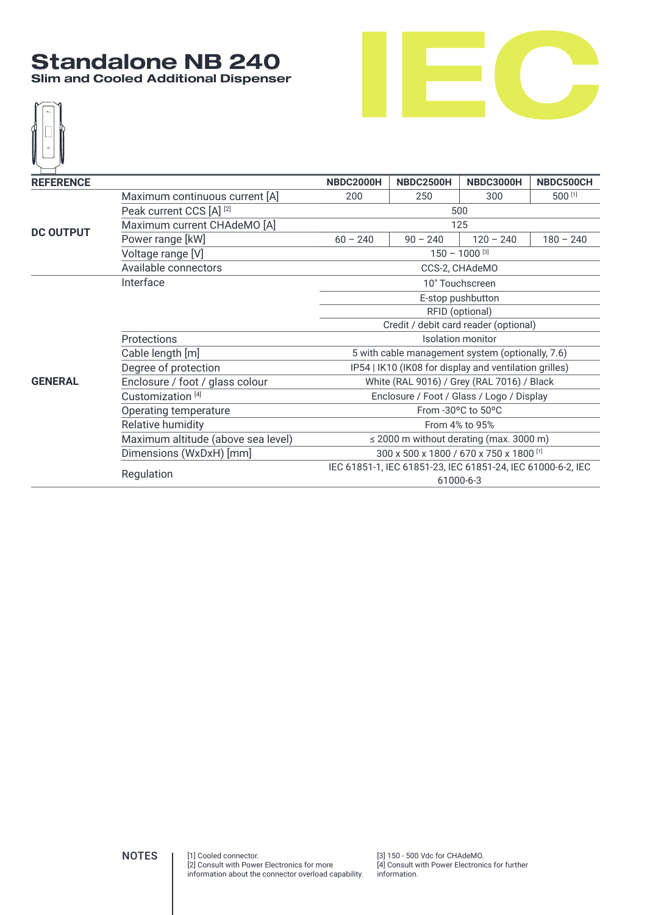# Standalone NB 240

## Slim and Cooled Additional Dispenser

IEC

| REFERENCE | | NBDC2000H | NBDC2500H | NBDC3000H | NBDC500CH |
|---|---|---|---|---|---|
| DC OUTPUT | Maximum continuous current [A] | 200 | 250 | 300 | 500 [1] |
| | Peak current CCS [A] [2] | 500 | | | |
| | Maximum current CHAdeMO [A] | 125 | | | |
| | Power range [kW] | 60 – 240 | 90 – 240 | 120 – 240 | 180 – 240 |
| | Voltage range [V] | 150 – 1000 [3] | | | |
| | Available connectors | CCS-2, CHAdeMO | | | |
| GENERAL | Interface | 10" Touchscreen | | | |
| | | E-stop pushbutton | | | |
| | | RFID (optional) | | | |
| | | Credit / debit card reader (optional) | | | |
| | Protections | Isolation monitor | | | |
| | Cable length [m] | 5 with cable management system (optionally, 7.6) | | | |
| | Degree of protection | IP54 \| IK10 (IK08 for display and ventilation grilles) | | | |
| | Enclosure / foot / glass colour | White (RAL 9016) / Grey (RAL 7016) / Black | | | |
| | Customization [4] | Enclosure / Foot / Glass / Logo / Display | | | |
| | Operating temperature | From -30°C to 50°C | | | |
| | Relative humidity | From 4% to 95% | | | |
| | Maximum altitude (above sea level) | ≤ 2000 m without derating (max. 3000 m) | | | |
| | Dimensions (WxDxH) [mm] | 300 x 500 x 1800 / 670 x 750 x 1800 [1] | | | |
| | Regulation | IEC 61851-1, IEC 61851-23, IEC 61851-24, IEC 61000-6-2, IEC 61000-6-3 | | | |

NOTES

[1] Cooled connector.
[2] Consult with Power Electronics for more information about the connector overload capability.
[3] 150 - 500 Vdc for CHAdeMO.
[4] Consult with Power Electronics for further information.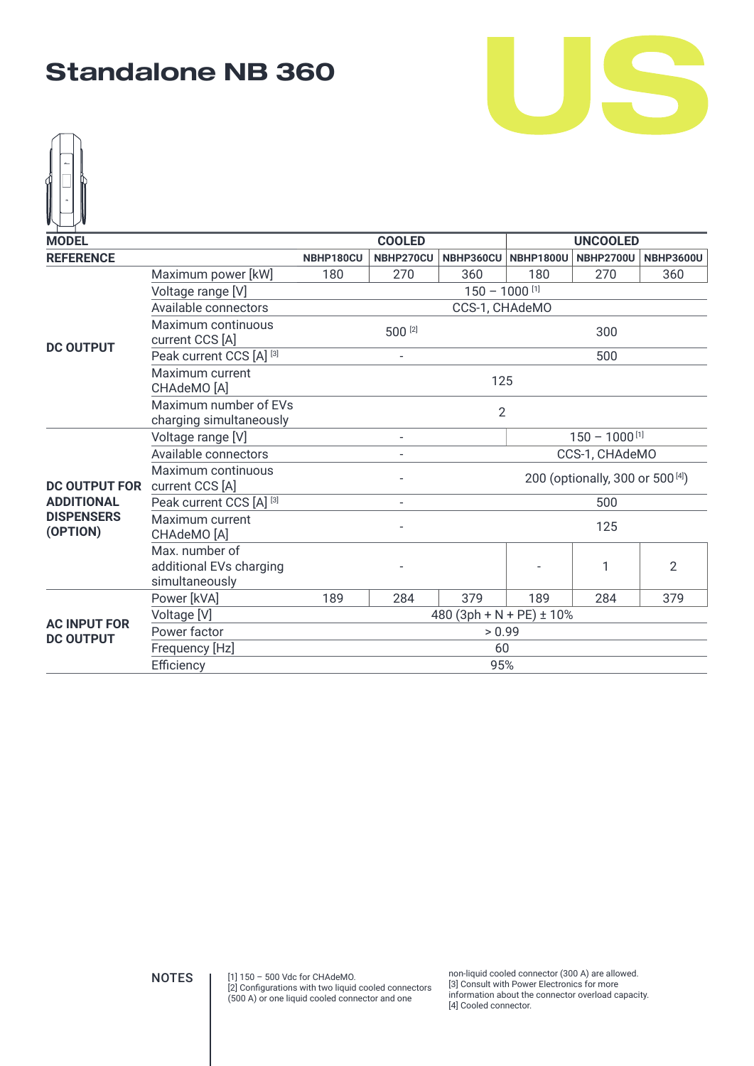# Standalone NB 360

US

| MODEL | | COOLED | | | UNCOOLED | | |
|---|---|---|---|---|---|---|---|
| REFERENCE | | NBHP180CU | NBHP270CU | NBHP360CU | NBHP1800U | NBHP2700U | NBHP3600U |
| DC OUTPUT | Maximum power [kW] | 180 | 270 | 360 | 180 | 270 | 360 |
| | Voltage range [V] | 150 – 1000 [1] | | | | | |
| | Available connectors | CCS-1, CHAdeMO | | | | | |
| | Maximum continuous current CCS [A] | 500 [2] | | | 300 | | |
| | Peak current CCS [A] [3] | - | | | 500 | | |
| | Maximum current CHAdeMO [A] | 125 | | | | | |
| | Maximum number of EVs charging simultaneously | 2 | | | | | |
| DC OUTPUT FOR ADDITIONAL DISPENSERS (OPTION) | Voltage range [V] | - | | | 150 – 1000 [1] | | |
| | Available connectors | - | | | CCS-1, CHAdeMO | | |
| | Maximum continuous current CCS [A] | - | | | 200 (optionally, 300 or 500 [4]) | | |
| | Peak current CCS [A] [3] | - | | | 500 | | |
| | Maximum current CHAdeMO [A] | - | | | 125 | | |
| | Max. number of additional EVs charging simultaneously | - | | | - | 1 | 2 |
| AC INPUT FOR DC OUTPUT | Power [kVA] | 189 | 284 | 379 | 189 | 284 | 379 |
| | Voltage [V] | 480 (3ph + N + PE) ± 10% | | | | | |
| | Power factor | > 0.99 | | | | | |
| | Frequency [Hz] | 60 | | | | | |
| | Efficiency | 95% | | | | | |

NOTES

[1] 150 – 500 Vdc for CHAdeMO.
[2] Configurations with two liquid cooled connectors (500 A) or one liquid cooled connector and one non-liquid cooled connector (300 A) are allowed.
[3] Consult with Power Electronics for more information about the connector overload capacity.
[4] Cooled connector.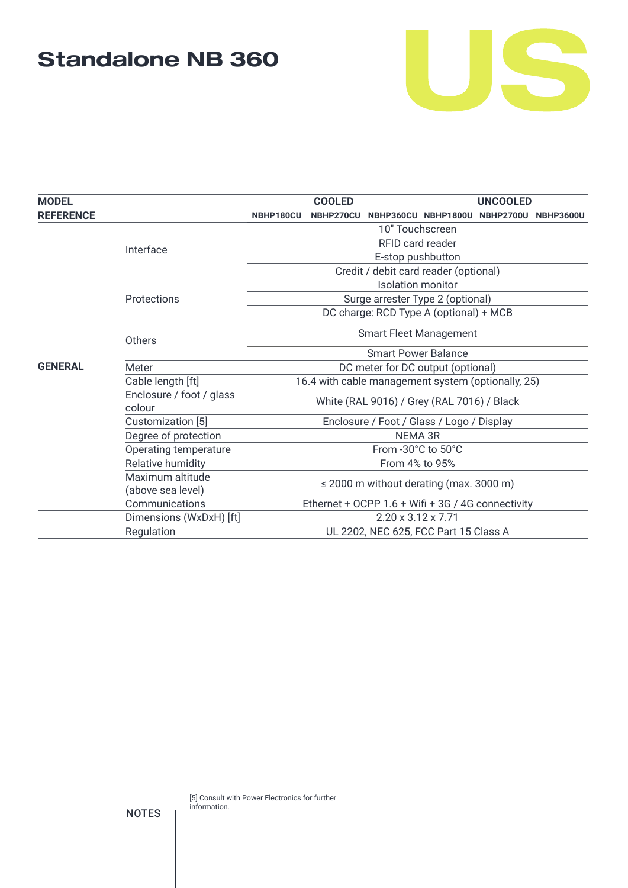# Standalone NB 360

US

| MODEL | | COOLED | | | UNCOOLED | | |
|---|---|---|---|---|---|---|---|
| REFERENCE | | NBHP180CU | NBHP270CU | NBHP360CU | NBHP1800U | NBHP2700U | NBHP3600U |
| GENERAL | Interface | 10" Touchscreen | | | | | |
| | | RFID card reader | | | | | |
| | | E-stop pushbutton | | | | | |
| | | Credit / debit card reader (optional) | | | | | |
| | Protections | Isolation monitor | | | | | |
| | | Surge arrester Type 2 (optional) | | | | | |
| | | DC charge: RCD Type A (optional) + MCB | | | | | |
| | Others | Smart Fleet Management | | | | | |
| | | Smart Power Balance | | | | | |
| | Meter | DC meter for DC output (optional) | | | | | |
| | Cable length [ft] | 16.4 with cable management system (optionally, 25) | | | | | |
| | Enclosure / foot / glass colour | White (RAL 9016) / Grey (RAL 7016) / Black | | | | | |
| | Customization [5] | Enclosure / Foot / Glass / Logo / Display | | | | | |
| | Degree of protection | NEMA 3R | | | | | |
| | Operating temperature | From -30°C to 50°C | | | | | |
| | Relative humidity | From 4% to 95% | | | | | |
| | Maximum altitude (above sea level) | ≤ 2000 m without derating (max. 3000 m) | | | | | |
| | Communications | Ethernet + OCPP 1.6 + Wifi + 3G / 4G connectivity | | | | | |
| | Dimensions (WxDxH) [ft] | 2.20 x 3.12 x 7.71 | | | | | |
| | Regulation | UL 2202, NEC 625, FCC Part 15 Class A | | | | | |

NOTES

[5] Consult with Power Electronics for further information.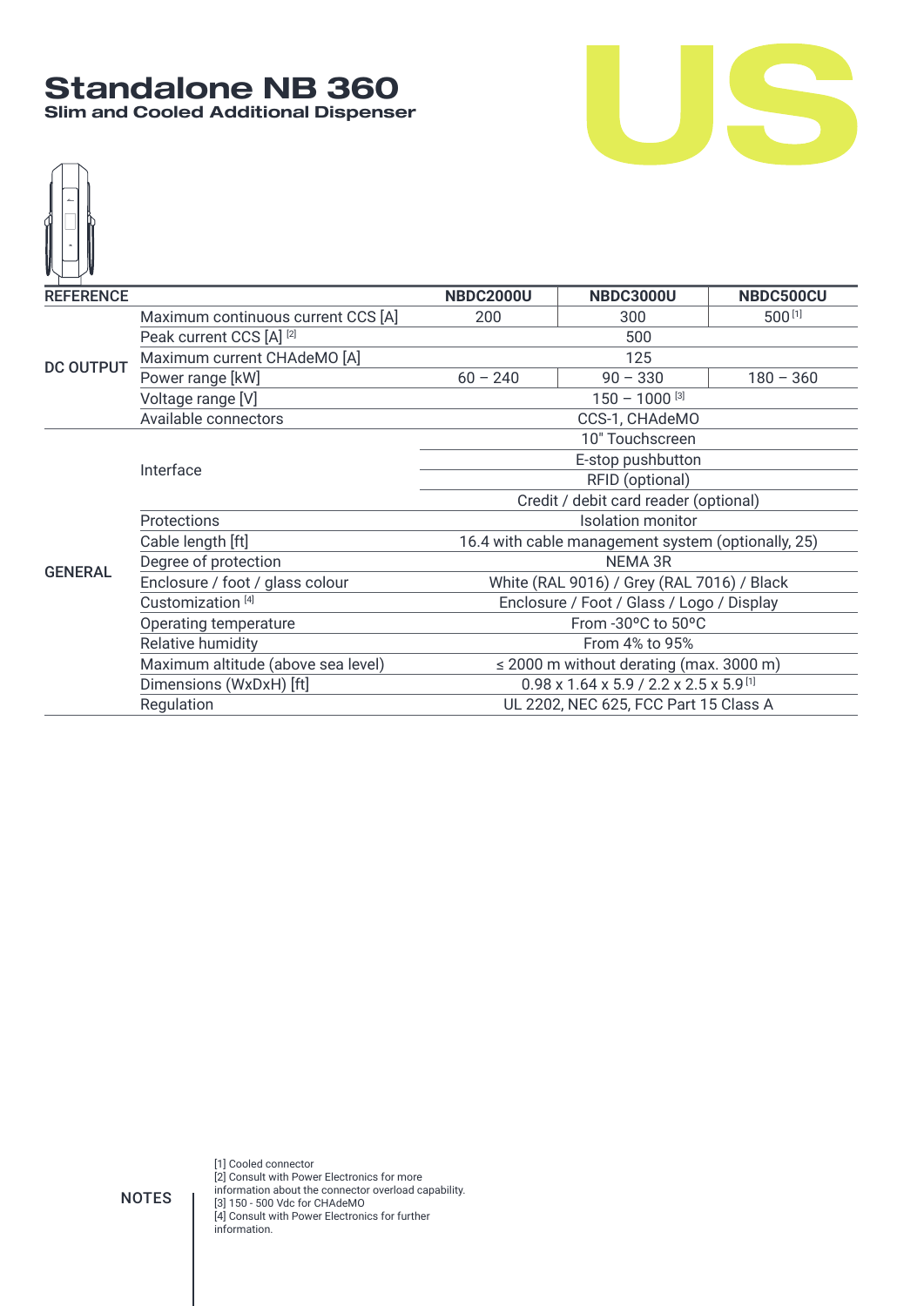# Standalone NB 360

**Slim and Cooled Additional Dispenser**

US

| REFERENCE | | NBDC2000U | NBDC3000U | NBDC500CU |
|---|---|---|---|---|
| DC OUTPUT | Maximum continuous current CCS [A] | 200 | 300 | 500 [1] |
| | Peak current CCS [A] [2] | 500 | | |
| | Maximum current CHAdeMO [A] | 125 | | |
| | Power range [kW] | 60 – 240 | 90 – 330 | 180 – 360 |
| | Voltage range [V] | 150 – 1000 [3] | | |
| | Available connectors | CCS-1, CHAdeMO | | |
| GENERAL | Interface | 10" Touchscreen | | |
| | | E-stop pushbutton | | |
| | | RFID (optional) | | |
| | | Credit / debit card reader (optional) | | |
| | Protections | Isolation monitor | | |
| | Cable length [ft] | 16.4 with cable management system (optionally, 25) | | |
| | Degree of protection | NEMA 3R | | |
| | Enclosure / foot / glass colour | White (RAL 9016) / Grey (RAL 7016) / Black | | |
| | Customization [4] | Enclosure / Foot / Glass / Logo / Display | | |
| | Operating temperature | From -30ºC to 50ºC | | |
| | Relative humidity | From 4% to 95% | | |
| | Maximum altitude (above sea level) | ≤ 2000 m without derating (max. 3000 m) | | |
| | Dimensions (WxDxH) [ft] | 0.98 x 1.64 x 5.9 / 2.2 x 2.5 x 5.9 [1] | | |
| | Regulation | UL 2202, NEC 625, FCC Part 15 Class A | | |

NOTES

[1] Cooled connector
[2] Consult with Power Electronics for more information about the connector overload capability.
[3] 150 - 500 Vdc for CHAdeMO
[4] Consult with Power Electronics for further information.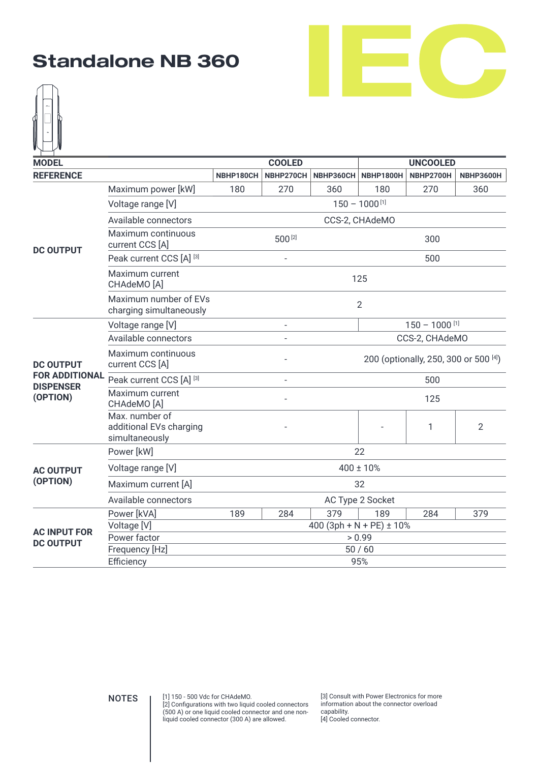# Standalone NB 360

IEC

| MODEL | | COOLED | | | UNCOOLED | | |
|---|---|---|---|---|---|---|---|
| REFERENCE | | NBHP180CH | NBHP270CH | NBHP360CH | NBHP1800H | NBHP2700H | NBHP3600H |
| DC OUTPUT | Maximum power [kW] | 180 | 270 | 360 | 180 | 270 | 360 |
| | Voltage range [V] | 150 – 1000 [1] | | | | | |
| | Available connectors | CCS-2, CHAdeMO | | | | | |
| | Maximum continuous current CCS [A] | 500 [2] | | | 300 | | |
| | Peak current CCS [A] [3] | - | | | 500 | | |
| | Maximum current CHAdeMO [A] | 125 | | | | | |
| | Maximum number of EVs charging simultaneously | 2 | | | | | |
| DC OUTPUT FOR ADDITIONAL DISPENSER (OPTION) | Voltage range [V] | - | | | 150 – 1000 [1] | | |
| | Available connectors | - | | | CCS-2, CHAdeMO | | |
| | Maximum continuous current CCS [A] | - | | | 200 (optionally, 250, 300 or 500 [4]) | | |
| | Peak current CCS [A] [3] | - | | | 500 | | |
| | Maximum current CHAdeMO [A] | - | | | 125 | | |
| | Max. number of additional EVs charging simultaneously | - | | | - | 1 | 2 |
| AC OUTPUT (OPTION) | Power [kW] | 22 | | | | | |
| | Voltage range [V] | 400 ± 10% | | | | | |
| | Maximum current [A] | 32 | | | | | |
| | Available connectors | AC Type 2 Socket | | | | | |
| AC INPUT FOR DC OUTPUT | Power [kVA] | 189 | 284 | 379 | 189 | 284 | 379 |
| | Voltage [V] | 400 (3ph + N + PE) ± 10% | | | | | |
| | Power factor | > 0.99 | | | | | |
| | Frequency [Hz] | 50 / 60 | | | | | |
| | Efficiency | 95% | | | | | |

**NOTES**

[1] 150 - 500 Vdc for CHAdeMO.
[2] Configurations with two liquid cooled connectors (500 A) or one liquid cooled connector and one non-liquid cooled connector (300 A) are allowed.
[3] Consult with Power Electronics for more information about the connector overload capability.
[4] Cooled connector.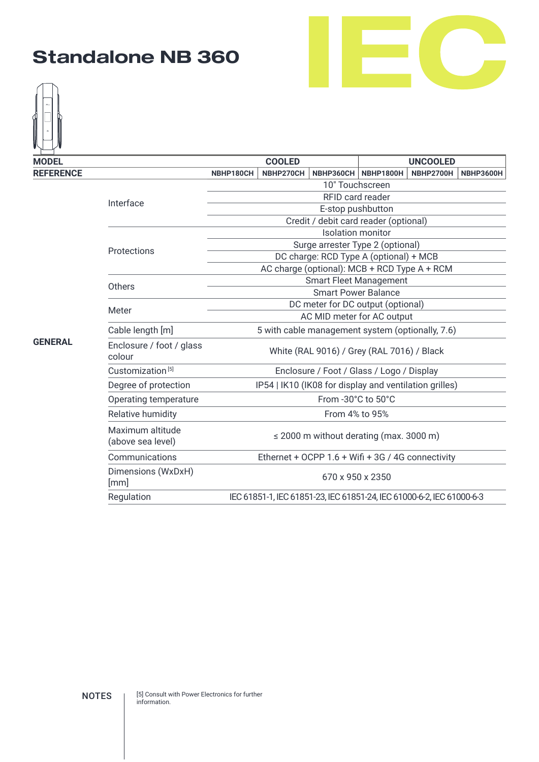# Standalone NB 360

IEC

| MODEL | | COOLED | | | UNCOOLED | | |
|---|---|---|---|---|---|---|---|
| REFERENCE | | NBHP180CH | NBHP270CH | NBHP360CH | NBHP1800H | NBHP2700H | NBHP3600H |
| GENERAL | Interface | 10" Touchscreen | | | | | |
| | | RFID card reader | | | | | |
| | | E-stop pushbutton | | | | | |
| | | Credit / debit card reader (optional) | | | | | |
| | Protections | Isolation monitor | | | | | |
| | | Surge arrester Type 2 (optional) | | | | | |
| | | DC charge: RCD Type A (optional) + MCB | | | | | |
| | | AC charge (optional): MCB + RCD Type A + RCM | | | | | |
| | Others | Smart Fleet Management | | | | | |
| | | Smart Power Balance | | | | | |
| | Meter | DC meter for DC output (optional) | | | | | |
| | | AC MID meter for AC output | | | | | |
| | Cable length [m] | 5 with cable management system (optionally, 7.6) | | | | | |
| | Enclosure / foot / glass colour | White (RAL 9016) / Grey (RAL 7016) / Black | | | | | |
| | Customization [5] | Enclosure / Foot / Glass / Logo / Display | | | | | |
| | Degree of protection | IP54 \| IK10 (IK08 for display and ventilation grilles) | | | | | |
| | Operating temperature | From -30°C to 50°C | | | | | |
| | Relative humidity | From 4% to 95% | | | | | |
| | Maximum altitude (above sea level) | ≤ 2000 m without derating (max. 3000 m) | | | | | |
| | Communications | Ethernet + OCPP 1.6 + Wifi + 3G / 4G connectivity | | | | | |
| | Dimensions (WxDxH) [mm] | 670 x 950 x 2350 | | | | | |
| | Regulation | IEC 61851-1, IEC 61851-23, IEC 61851-24, IEC 61000-6-2, IEC 61000-6-3 | | | | | |

NOTES

[5] Consult with Power Electronics for further information.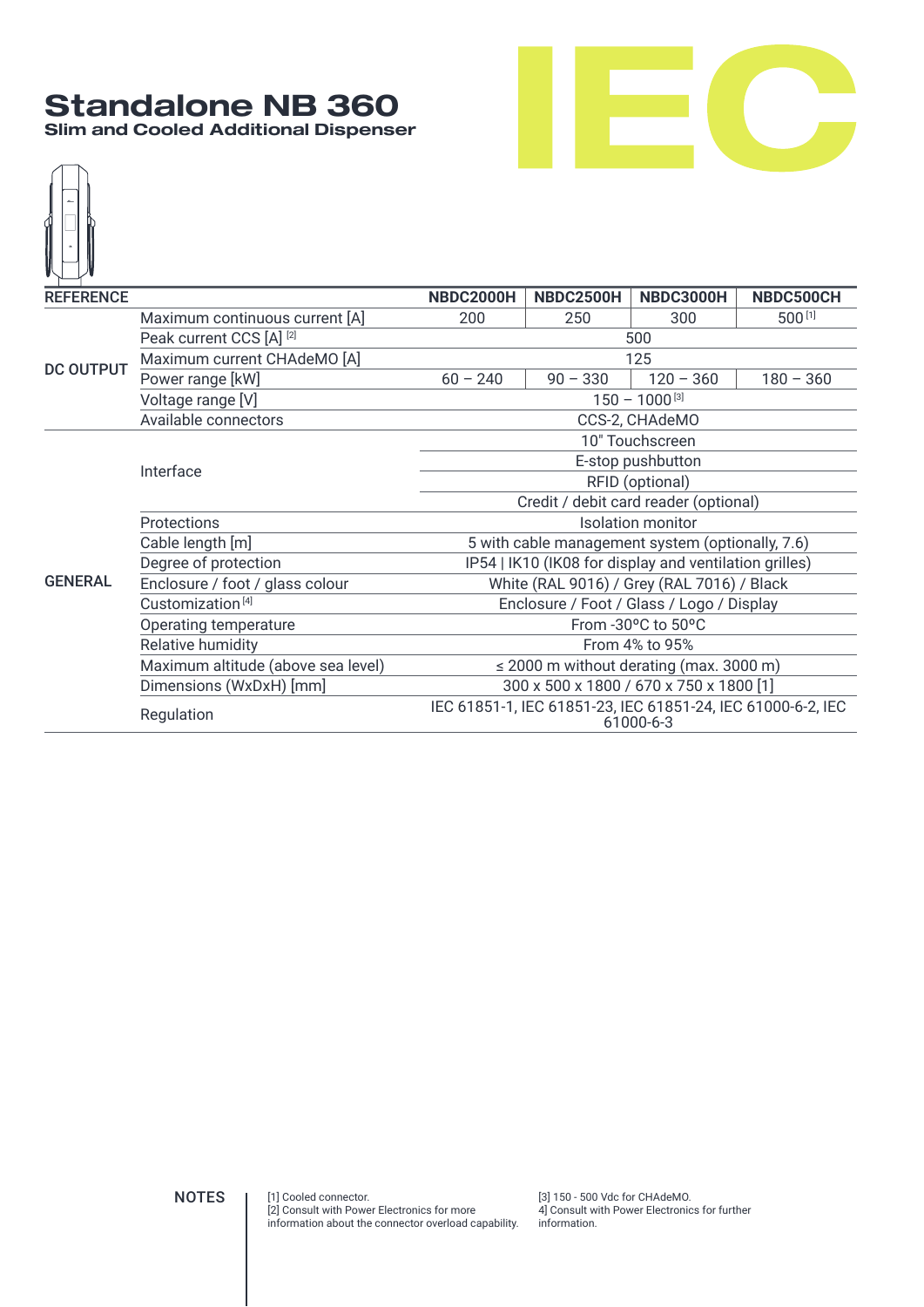# Standalone NB 360

## Slim and Cooled Additional Dispenser

IEC

| REFERENCE | | NBDC2000H | NBDC2500H | NBDC3000H | NBDC500CH |
|---|---|---|---|---|---|
| DC OUTPUT | Maximum continuous current [A] | 200 | 250 | 300 | 500 [1] |
| | Peak current CCS [A] [2] | 500 | | | |
| | Maximum current CHAdeMO [A] | 125 | | | |
| | Power range [kW] | 60 – 240 | 90 – 330 | 120 – 360 | 180 – 360 |
| | Voltage range [V] | 150 – 1000 [3] | | | |
| | Available connectors | CCS-2, CHAdeMO | | | |
| GENERAL | Interface | 10" Touchscreen | | | |
| | | E-stop pushbutton | | | |
| | | RFID (optional) | | | |
| | | Credit / debit card reader (optional) | | | |
| | Protections | Isolation monitor | | | |
| | Cable length [m] | 5 with cable management system (optionally, 7.6) | | | |
| | Degree of protection | IP54 \| IK10 (IK08 for display and ventilation grilles) | | | |
| | Enclosure / foot / glass colour | White (RAL 9016) / Grey (RAL 7016) / Black | | | |
| | Customization [4] | Enclosure / Foot / Glass / Logo / Display | | | |
| | Operating temperature | From -30ºC to 50ºC | | | |
| | Relative humidity | From 4% to 95% | | | |
| | Maximum altitude (above sea level) | ≤ 2000 m without derating (max. 3000 m) | | | |
| | Dimensions (WxDxH) [mm] | 300 x 500 x 1800 / 670 x 750 x 1800 [1] | | | |
| | Regulation | IEC 61851-1, IEC 61851-23, IEC 61851-24, IEC 61000-6-2, IEC 61000-6-3 | | | |

NOTES

[1] Cooled connector.
[2] Consult with Power Electronics for more information about the connector overload capability.
[3] 150 - 500 Vdc for CHAdeMO.
4] Consult with Power Electronics for further information.